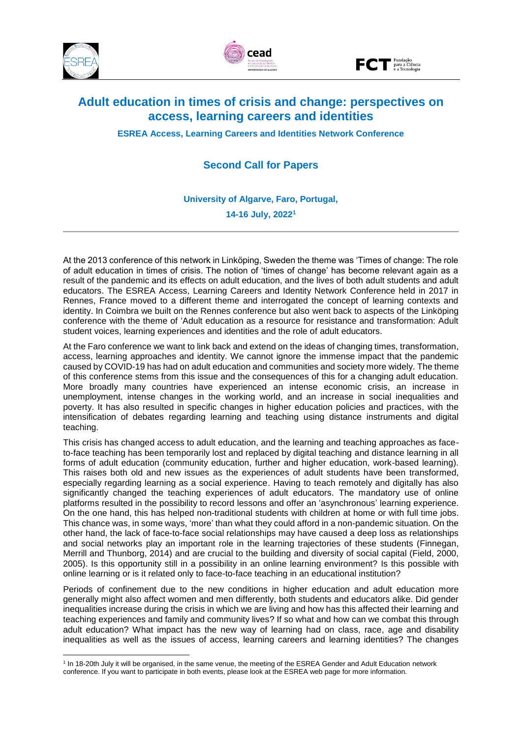# Adult education in times of crisis and change: perspectives on access, learning careers and identities

**ESREA Access, Learning Careers and Identities Network Conference**

## Second Call for Papers

**University of Algarve, Faro, Portugal,**

**14-16 July, 2022[1]**

---

At the 2013 conference of this network in Linköping, Sweden the theme was 'Times of change: The role of adult education in times of crisis. The notion of 'times of change' has become relevant again as a result of the pandemic and its effects on adult education, and the lives of both adult students and adult educators. The ESREA Access, Learning Careers and Identity Network Conference held in 2017 in Rennes, France moved to a different theme and interrogated the concept of learning contexts and identity. In Coimbra we built on the Rennes conference but also went back to aspects of the Linköping conference with the theme of 'Adult education as a resource for resistance and transformation: Adult student voices, learning experiences and identities and the role of adult educators.

At the Faro conference we want to link back and extend on the ideas of changing times, transformation, access, learning approaches and identity. We cannot ignore the immense impact that the pandemic caused by COVID-19 has had on adult education and communities and society more widely. The theme of this conference stems from this issue and the consequences of this for a changing adult education. More broadly many countries have experienced an intense economic crisis, an increase in unemployment, intense changes in the working world, and an increase in social inequalities and poverty. It has also resulted in specific changes in higher education policies and practices, with the intensification of debates regarding learning and teaching using distance instruments and digital teaching.

This crisis has changed access to adult education, and the learning and teaching approaches as face-to-face teaching has been temporarily lost and replaced by digital teaching and distance learning in all forms of adult education (community education, further and higher education, work-based learning). This raises both old and new issues as the experiences of adult students have been transformed, especially regarding learning as a social experience. Having to teach remotely and digitally has also significantly changed the teaching experiences of adult educators. The mandatory use of online platforms resulted in the possibility to record lessons and offer an 'asynchronous' learning experience. On the one hand, this has helped non-traditional students with children at home or with full time jobs. This chance was, in some ways, 'more' than what they could afford in a non-pandemic situation. On the other hand, the lack of face-to-face social relationships may have caused a deep loss as relationships and social networks play an important role in the learning trajectories of these students (Finnegan, Merrill and Thunborg, 2014) and are crucial to the building and diversity of social capital (Field, 2000, 2005). Is this opportunity still in a possibility in an online learning environment? Is this possible with online learning or is it related only to face-to-face teaching in an educational institution?

Periods of confinement due to the new conditions in higher education and adult education more generally might also affect women and men differently, both students and educators alike. Did gender inequalities increase during the crisis in which we are living and how has this affected their learning and teaching experiences and family and community lives? If so what and how can we combat this through adult education? What impact has the new way of learning had on class, race, age and disability inequalities as well as the issues of access, learning careers and learning identities? The changes

---

[1] In 18-20th July it will be organised, in the same venue, the meeting of the ESREA Gender and Adult Education network conference. If you want to participate in both events, please look at the ESREA web page for more information.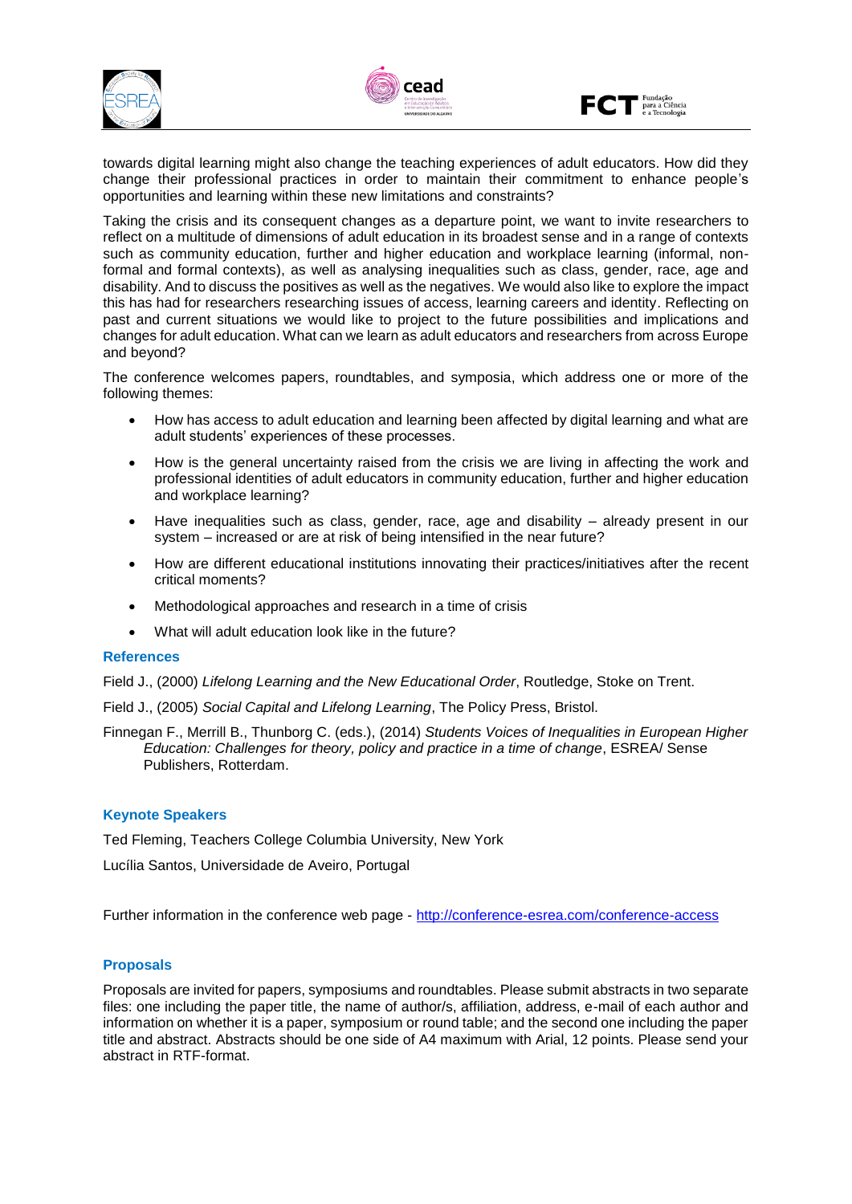towards digital learning might also change the teaching experiences of adult educators. How did they change their professional practices in order to maintain their commitment to enhance people's opportunities and learning within these new limitations and constraints?

Taking the crisis and its consequent changes as a departure point, we want to invite researchers to reflect on a multitude of dimensions of adult education in its broadest sense and in a range of contexts such as community education, further and higher education and workplace learning (informal, non-formal and formal contexts), as well as analysing inequalities such as class, gender, race, age and disability. And to discuss the positives as well as the negatives. We would also like to explore the impact this has had for researchers researching issues of access, learning careers and identity. Reflecting on past and current situations we would like to project to the future possibilities and implications and changes for adult education. What can we learn as adult educators and researchers from across Europe and beyond?

The conference welcomes papers, roundtables, and symposia, which address one or more of the following themes:

- How has access to adult education and learning been affected by digital learning and what are adult students' experiences of these processes.
- How is the general uncertainty raised from the crisis we are living in affecting the work and professional identities of adult educators in community education, further and higher education and workplace learning?
- Have inequalities such as class, gender, race, age and disability – already present in our system – increased or are at risk of being intensified in the near future?
- How are different educational institutions innovating their practices/initiatives after the recent critical moments?
- Methodological approaches and research in a time of crisis
- What will adult education look like in the future?

## References

Field J., (2000) *Lifelong Learning and the New Educational Order*, Routledge, Stoke on Trent.

Field J., (2005) *Social Capital and Lifelong Learning*, The Policy Press, Bristol.

Finnegan F., Merrill B., Thunborg C. (eds.), (2014) *Students Voices of Inequalities in European Higher Education: Challenges for theory, policy and practice in a time of change*, ESREA/ Sense Publishers, Rotterdam.

## Keynote Speakers

Ted Fleming, Teachers College Columbia University, New York

Lucília Santos, Universidade de Aveiro, Portugal

Further information in the conference web page - http://conference-esrea.com/conference-access

## Proposals

Proposals are invited for papers, symposiums and roundtables. Please submit abstracts in two separate files: one including the paper title, the name of author/s, affiliation, address, e-mail of each author and information on whether it is a paper, symposium or round table; and the second one including the paper title and abstract. Abstracts should be one side of A4 maximum with Arial, 12 points. Please send your abstract in RTF-format.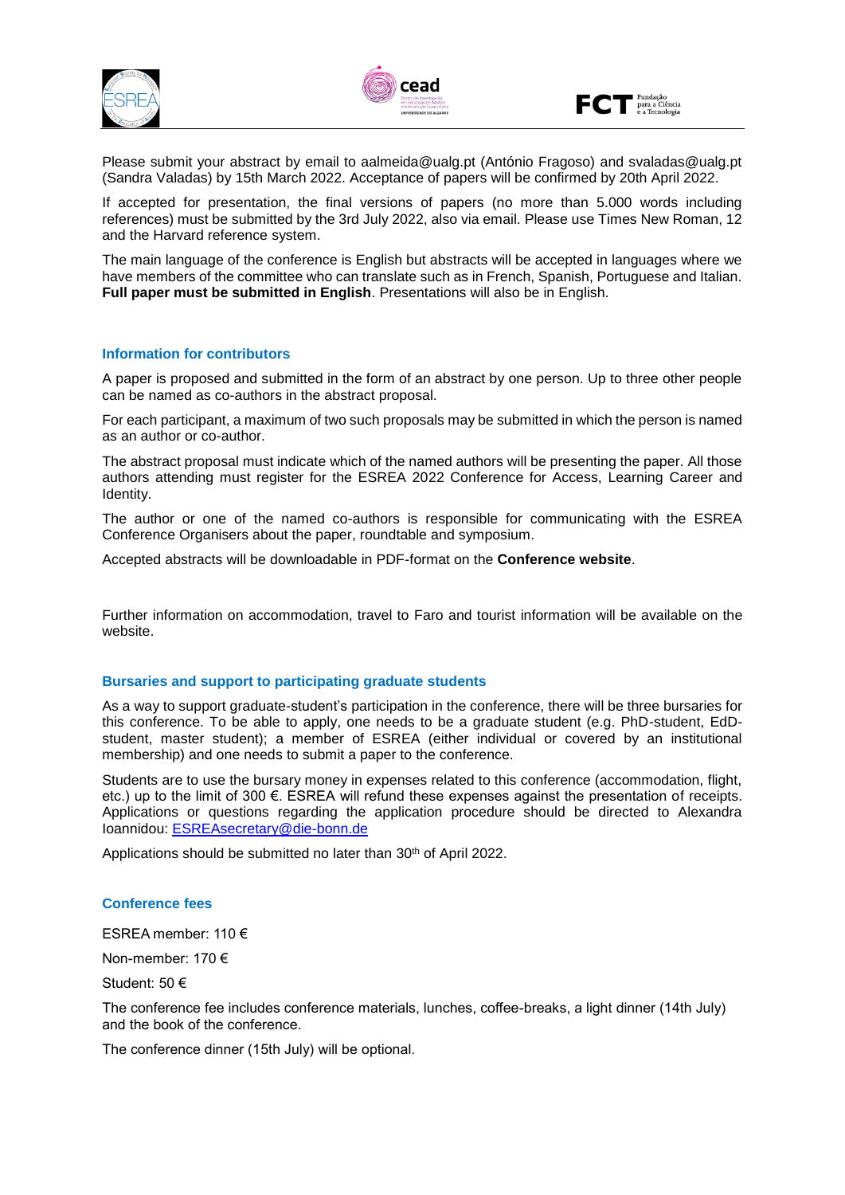Please submit your abstract by email to aalmeida@ualg.pt (António Fragoso) and svaladas@ualg.pt (Sandra Valadas) by 15th March 2022. Acceptance of papers will be confirmed by 20th April 2022.

If accepted for presentation, the final versions of papers (no more than 5.000 words including references) must be submitted by the 3rd July 2022, also via email. Please use Times New Roman, 12 and the Harvard reference system.

The main language of the conference is English but abstracts will be accepted in languages where we have members of the committee who can translate such as in French, Spanish, Portuguese and Italian. **Full paper must be submitted in English**. Presentations will also be in English.

### Information for contributors

A paper is proposed and submitted in the form of an abstract by one person. Up to three other people can be named as co-authors in the abstract proposal.

For each participant, a maximum of two such proposals may be submitted in which the person is named as an author or co-author.

The abstract proposal must indicate which of the named authors will be presenting the paper. All those authors attending must register for the ESREA 2022 Conference for Access, Learning Career and Identity.

The author or one of the named co-authors is responsible for communicating with the ESREA Conference Organisers about the paper, roundtable and symposium.

Accepted abstracts will be downloadable in PDF-format on the **Conference website**.

Further information on accommodation, travel to Faro and tourist information will be available on the website.

### Bursaries and support to participating graduate students

As a way to support graduate-student's participation in the conference, there will be three bursaries for this conference. To be able to apply, one needs to be a graduate student (e.g. PhD-student, EdD-student, master student); a member of ESREA (either individual or covered by an institutional membership) and one needs to submit a paper to the conference.

Students are to use the bursary money in expenses related to this conference (accommodation, flight, etc.) up to the limit of 300 €. ESREA will refund these expenses against the presentation of receipts. Applications or questions regarding the application procedure should be directed to Alexandra Ioannidou: ESREAsecretary@die-bonn.de

Applications should be submitted no later than 30th of April 2022.

### Conference fees

ESREA member: 110 €

Non-member: 170 €

Student: 50 €

The conference fee includes conference materials, lunches, coffee-breaks, a light dinner (14th July) and the book of the conference.

The conference dinner (15th July) will be optional.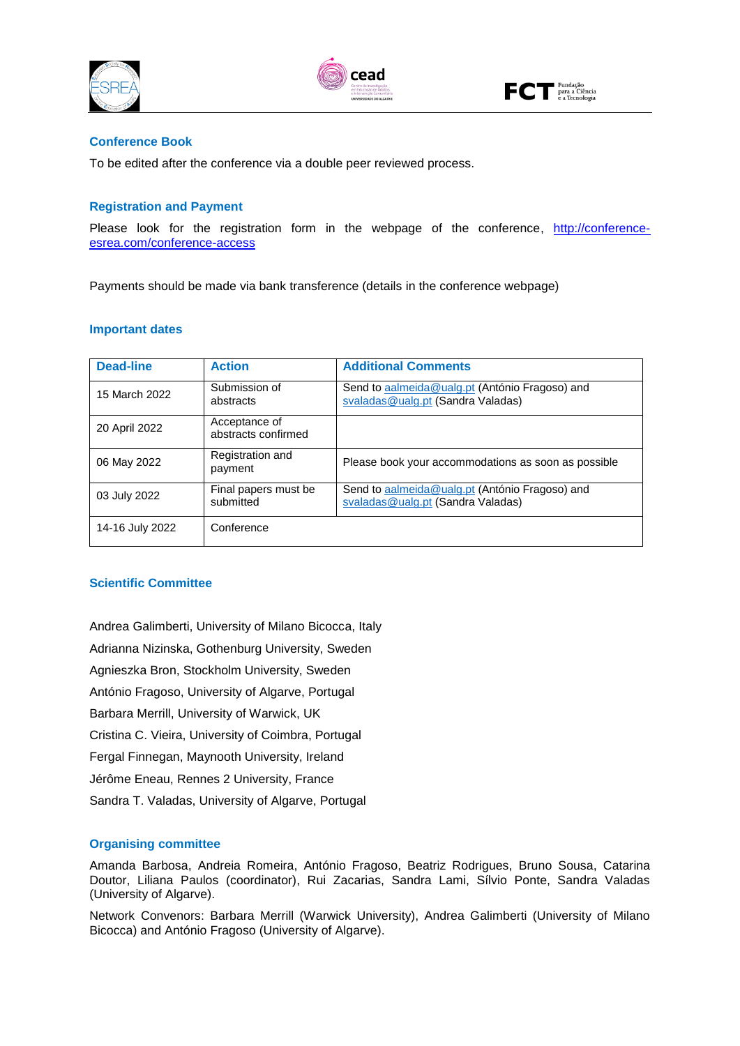## Conference Book

To be edited after the conference via a double peer reviewed process.

## Registration and Payment

Please look for the registration form in the webpage of the conference, [http://conference-esrea.com/conference-access](http://conference-esrea.com/conference-access)

Payments should be made via bank transference (details in the conference webpage)

## Important dates

| Dead-line | Action | Additional Comments |
|---|---|---|
| 15 March 2022 | Submission of abstracts | Send to aalmeida@ualg.pt (António Fragoso) and svaladas@ualg.pt (Sandra Valadas) |
| 20 April 2022 | Acceptance of abstracts confirmed | |
| 06 May 2022 | Registration and payment | Please book your accommodations as soon as possible |
| 03 July 2022 | Final papers must be submitted | Send to aalmeida@ualg.pt (António Fragoso) and svaladas@ualg.pt (Sandra Valadas) |
| 14-16 July 2022 | Conference | |

## Scientific Committee

Andrea Galimberti, University of Milano Bicocca, Italy

Adrianna Nizinska, Gothenburg University, Sweden

Agnieszka Bron, Stockholm University, Sweden

António Fragoso, University of Algarve, Portugal

Barbara Merrill, University of Warwick, UK

Cristina C. Vieira, University of Coimbra, Portugal

Fergal Finnegan, Maynooth University, Ireland

Jérôme Eneau, Rennes 2 University, France

Sandra T. Valadas, University of Algarve, Portugal

## Organising committee

Amanda Barbosa, Andreia Romeira, António Fragoso, Beatriz Rodrigues, Bruno Sousa, Catarina Doutor, Liliana Paulos (coordinator), Rui Zacarias, Sandra Lami, Sílvio Ponte, Sandra Valadas (University of Algarve).

Network Convenors: Barbara Merrill (Warwick University), Andrea Galimberti (University of Milano Bicocca) and António Fragoso (University of Algarve).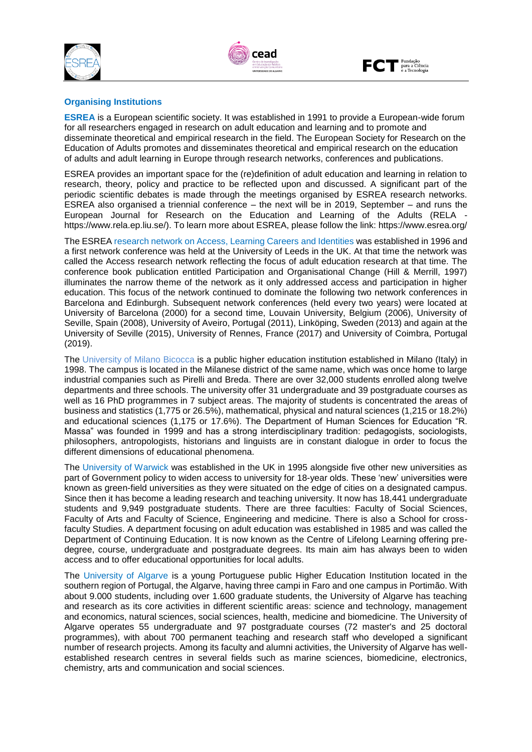## Organising Institutions

**ESREA** is a European scientific society. It was established in 1991 to provide a European-wide forum for all researchers engaged in research on adult education and learning and to promote and disseminate theoretical and empirical research in the field. The European Society for Research on the Education of Adults promotes and disseminates theoretical and empirical research on the education of adults and adult learning in Europe through research networks, conferences and publications.

ESREA provides an important space for the (re)definition of adult education and learning in relation to research, theory, policy and practice to be reflected upon and discussed. A significant part of the periodic scientific debates is made through the meetings organised by ESREA research networks. ESREA also organised a triennial conference – the next will be in 2019, September – and runs the European Journal for Research on the Education and Learning of the Adults (RELA - https://www.rela.ep.liu.se/). To learn more about ESREA, please follow the link: https://www.esrea.org/

The ESREA research network on Access, Learning Careers and Identities was established in 1996 and a first network conference was held at the University of Leeds in the UK. At that time the network was called the Access research network reflecting the focus of adult education research at that time. The conference book publication entitled Participation and Organisational Change (Hill & Merrill, 1997) illuminates the narrow theme of the network as it only addressed access and participation in higher education. This focus of the network continued to dominate the following two network conferences in Barcelona and Edinburgh. Subsequent network conferences (held every two years) were located at University of Barcelona (2000) for a second time, Louvain University, Belgium (2006), University of Seville, Spain (2008), University of Aveiro, Portugal (2011), Linköping, Sweden (2013) and again at the University of Seville (2015), University of Rennes, France (2017) and University of Coimbra, Portugal (2019).

The University of Milano Bicocca is a public higher education institution established in Milano (Italy) in 1998. The campus is located in the Milanese district of the same name, which was once home to large industrial companies such as Pirelli and Breda. There are over 32,000 students enrolled along twelve departments and three schools. The university offer 31 undergraduate and 39 postgraduate courses as well as 16 PhD programmes in 7 subject areas. The majority of students is concentrated the areas of business and statistics (1,775 or 26.5%), mathematical, physical and natural sciences (1,215 or 18.2%) and educational sciences (1,175 or 17.6%). The Department of Human Sciences for Education "R. Massa" was founded in 1999 and has a strong interdisciplinary tradition: pedagogists, sociologists, philosophers, antropologists, historians and linguists are in constant dialogue in order to focus the different dimensions of educational phenomena.

The University of Warwick was established in the UK in 1995 alongside five other new universities as part of Government policy to widen access to university for 18-year olds. These 'new' universities were known as green-field universities as they were situated on the edge of cities on a designated campus. Since then it has become a leading research and teaching university. It now has 18,441 undergraduate students and 9,949 postgraduate students. There are three faculties: Faculty of Social Sciences, Faculty of Arts and Faculty of Science, Engineering and medicine. There is also a School for cross-faculty Studies. A department focusing on adult education was established in 1985 and was called the Department of Continuing Education. It is now known as the Centre of Lifelong Learning offering pre-degree, course, undergraduate and postgraduate degrees. Its main aim has always been to widen access and to offer educational opportunities for local adults.

The University of Algarve is a young Portuguese public Higher Education Institution located in the southern region of Portugal, the Algarve, having three campi in Faro and one campus in Portimão. With about 9.000 students, including over 1.600 graduate students, the University of Algarve has teaching and research as its core activities in different scientific areas: science and technology, management and economics, natural sciences, social sciences, health, medicine and biomedicine. The University of Algarve operates 55 undergraduate and 97 postgraduate courses (72 master's and 25 doctoral programmes), with about 700 permanent teaching and research staff who developed a significant number of research projects. Among its faculty and alumni activities, the University of Algarve has well-established research centres in several fields such as marine sciences, biomedicine, electronics, chemistry, arts and communication and social sciences.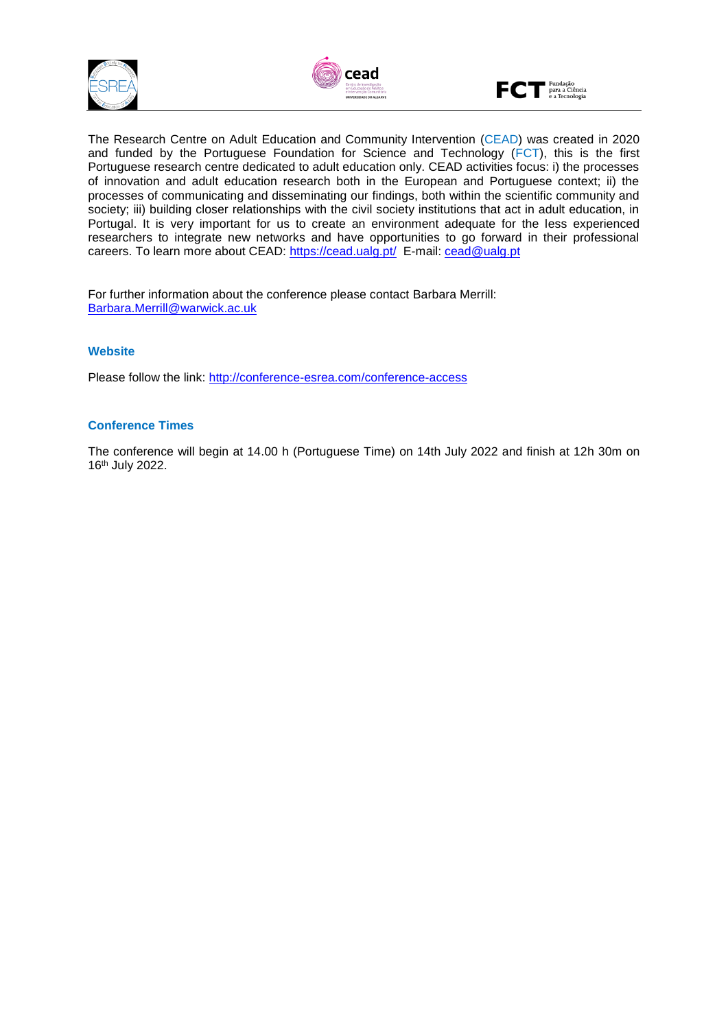The Research Centre on Adult Education and Community Intervention (CEAD) was created in 2020 and funded by the Portuguese Foundation for Science and Technology (FCT), this is the first Portuguese research centre dedicated to adult education only. CEAD activities focus: i) the processes of innovation and adult education research both in the European and Portuguese context; ii) the processes of communicating and disseminating our findings, both within the scientific community and society; iii) building closer relationships with the civil society institutions that act in adult education, in Portugal. It is very important for us to create an environment adequate for the less experienced researchers to integrate new networks and have opportunities to go forward in their professional careers. To learn more about CEAD: https://cead.ualg.pt/ E-mail: cead@ualg.pt

For further information about the conference please contact Barbara Merrill: Barbara.Merrill@warwick.ac.uk

### Website

Please follow the link: http://conference-esrea.com/conference-access

### Conference Times

The conference will begin at 14.00 h (Portuguese Time) on 14th July 2022 and finish at 12h 30m on 16th July 2022.